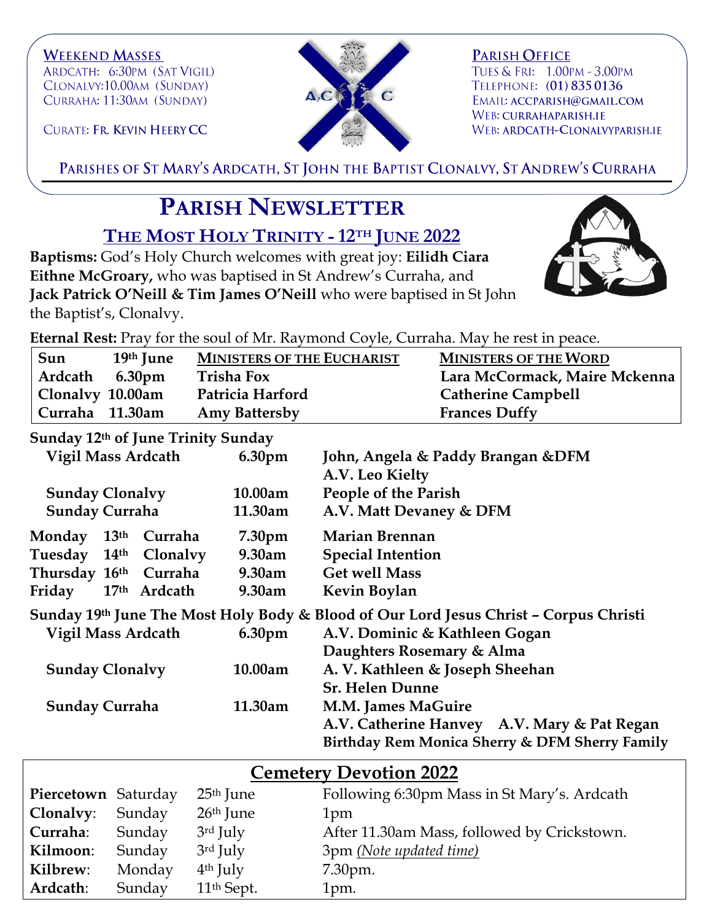**Weekend Masses**
Ardcath: 6:30pm (Sat Vigil)
Clonalvy: 10.00am (Sunday)
Curraha: 11:30am (Sunday)

Curate: **Fr. Kevin Heery CC**

**Parish Office**
Tues & Fri: 1.00pm - 3.00pm
Telephone: (01) 835 0136
Email: accparish@gmail.com
Web: currahaparish.ie
Web: ardcath-clonalvyparish.ie

Parishes of St Mary's Ardcath, St John the Baptist Clonalvy, St Andrew's Curraha

# Parish Newsletter

## The Most Holy Trinity - 12th June 2022

**Baptisms:** God's Holy Church welcomes with great joy: **Eilidh Ciara Eithne McGroary,** who was baptised in St Andrew's Curraha, and **Jack Patrick O'Neill & Tim James O'Neill** who were baptised in St John the Baptist's, Clonalvy.

**Eternal Rest:** Pray for the soul of Mr. Raymond Coyle, Curraha. May he rest in peace.

| Sun 19th June | Ministers of the Eucharist | Ministers of the Word |
|---|---|---|
| Ardcath 6.30pm | Trisha Fox | Lara McCormack, Maire Mckenna |
| Clonalvy 10.00am | Patricia Harford | Catherine Campbell |
| Curraha 11.30am | Amy Battersby | Frances Duffy |

**Sunday 12th of June Trinity Sunday**

| | | |
|---|---|---|
| **Vigil Mass Ardcath** | **6.30pm** | **John, Angela & Paddy Brangan &DFM** **A.V. Leo Kielty** |
| **Sunday Clonalvy** | **10.00am** | **People of the Parish** |
| **Sunday Curraha** | **11.30am** | **A.V. Matt Devaney & DFM** |
| **Monday 13th Curraha** | **7.30pm** | **Marian Brennan** |
| **Tuesday 14th Clonalvy** | **9.30am** | **Special Intention** |
| **Thursday 16th Curraha** | **9.30am** | **Get well Mass** |
| **Friday 17th Ardcath** | **9.30am** | **Kevin Boylan** |

**Sunday 19th June The Most Holy Body & Blood of Our Lord Jesus Christ – Corpus Christi**

| | | |
|---|---|---|
| **Vigil Mass Ardcath** | **6.30pm** | **A.V. Dominic & Kathleen Gogan** **Daughters Rosemary & Alma** |
| **Sunday Clonalvy** | **10.00am** | **A. V. Kathleen & Joseph Sheehan** **Sr. Helen Dunne** |
| **Sunday Curraha** | **11.30am** | **M.M. James MaGuire** **A.V. Catherine Hanvey A.V. Mary & Pat Regan** **Birthday Rem Monica Sherry & DFM Sherry Family** |

## Cemetery Devotion 2022

| | | | |
|---|---|---|---|
| **Piercetown** | Saturday | 25th June | Following 6:30pm Mass in St Mary's. Ardcath |
| **Clonalvy**: | Sunday | 26th June | 1pm |
| **Curraha**: | Sunday | 3rd July | After 11.30am Mass, followed by Crickstown. |
| **Kilmoon**: | Sunday | 3rd July | 3pm *(Note updated time)* |
| **Kilbrew**: | Monday | 4th July | 7.30pm. |
| **Ardcath**: | Sunday | 11th Sept. | 1pm. |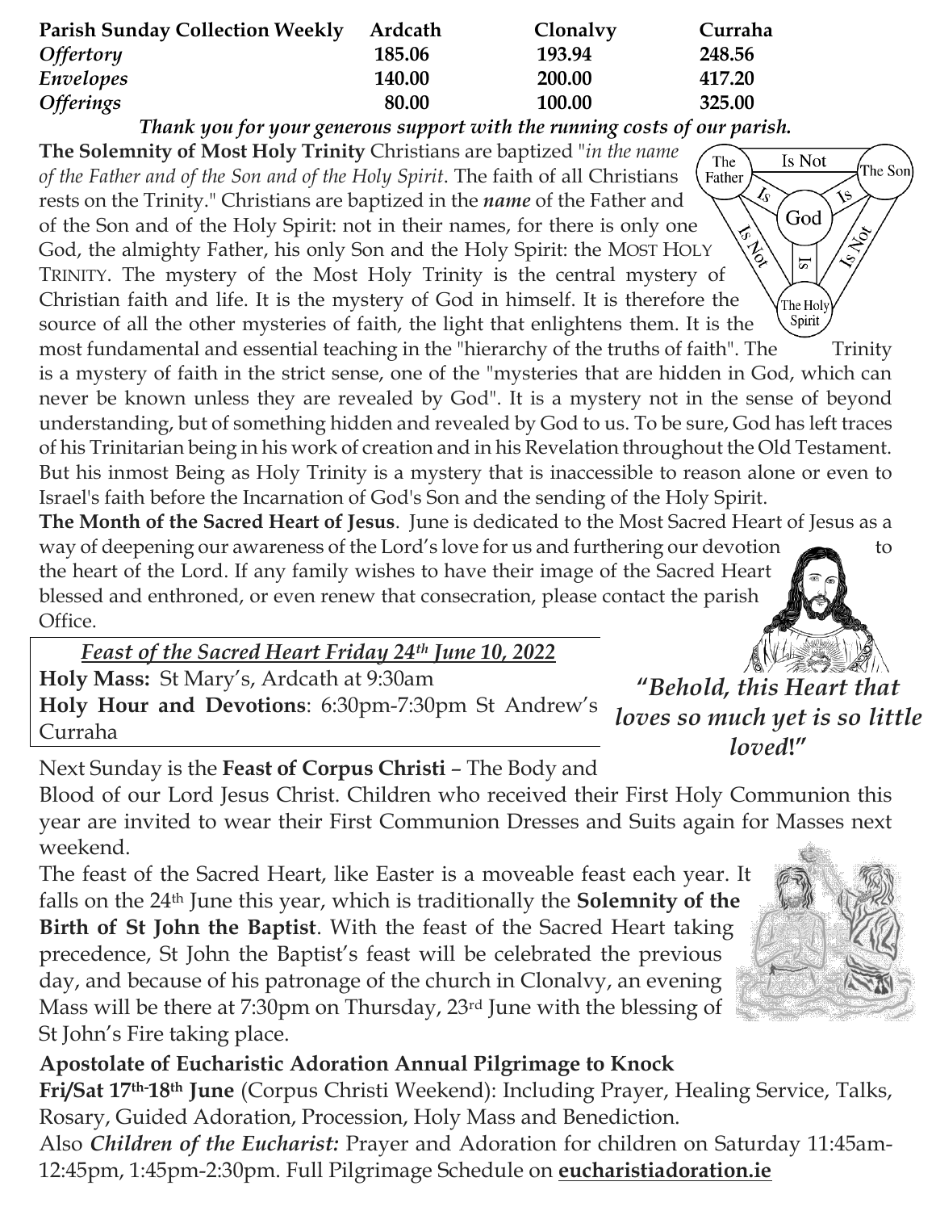| Parish Sunday Collection Weekly | Ardcath | Clonalvy | Curraha |
|---|---|---|---|
| *Offertory* | 185.06 | 193.94 | 248.56 |
| *Envelopes* | 140.00 | 200.00 | 417.20 |
| *Offerings* | 80.00 | 100.00 | 325.00 |

***Thank you for your generous support with the running costs of our parish.***

**The Solemnity of Most Holy Trinity** Christians are baptized "*in the name of the Father and of the Son and of the Holy Spirit*. The faith of all Christians rests on the Trinity." Christians are baptized in the ***name*** of the Father and of the Son and of the Holy Spirit: not in their names, for there is only one God, the almighty Father, his only Son and the Holy Spirit: the MOST HOLY TRINITY. The mystery of the Most Holy Trinity is the central mystery of Christian faith and life. It is the mystery of God in himself. It is therefore the source of all the other mysteries of faith, the light that enlightens them. It is the most fundamental and essential teaching in the "hierarchy of the truths of faith". The Trinity is a mystery of faith in the strict sense, one of the "mysteries that are hidden in God, which can never be known unless they are revealed by God". It is a mystery not in the sense of beyond understanding, but of something hidden and revealed by God to us. To be sure, God has left traces of his Trinitarian being in his work of creation and in his Revelation throughout the Old Testament. But his inmost Being as Holy Trinity is a mystery that is inaccessible to reason alone or even to Israel's faith before the Incarnation of God's Son and the sending of the Holy Spirit.

**The Month of the Sacred Heart of Jesus**. June is dedicated to the Most Sacred Heart of Jesus as a way of deepening our awareness of the Lord's love for us and furthering our devotion to the heart of the Lord. If any family wishes to have their image of the Sacred Heart blessed and enthroned, or even renew that consecration, please contact the parish Office.

***Feast of the Sacred Heart Friday 24th June 10, 2022***

**Holy Mass:** St Mary's, Ardcath at 9:30am

**Holy Hour and Devotions**: 6:30pm-7:30pm St Andrew's Curraha

***"Behold, this Heart that loves so much yet is so little loved!"***

Next Sunday is the **Feast of Corpus Christi** – The Body and Blood of our Lord Jesus Christ. Children who received their First Holy Communion this year are invited to wear their First Communion Dresses and Suits again for Masses next weekend.

The feast of the Sacred Heart, like Easter is a moveable feast each year. It falls on the 24th June this year, which is traditionally the **Solemnity of the Birth of St John the Baptist**. With the feast of the Sacred Heart taking precedence, St John the Baptist's feast will be celebrated the previous day, and because of his patronage of the church in Clonalvy, an evening Mass will be there at 7:30pm on Thursday, 23rd June with the blessing of St John's Fire taking place.

**Apostolate of Eucharistic Adoration Annual Pilgrimage to Knock**

**Fri/Sat 17th-18th June** (Corpus Christi Weekend): Including Prayer, Healing Service, Talks, Rosary, Guided Adoration, Procession, Holy Mass and Benediction.

Also ***Children of the Eucharist:*** Prayer and Adoration for children on Saturday 11:45am-12:45pm, 1:45pm-2:30pm. Full Pilgrimage Schedule on **eucharistiadoration.ie**